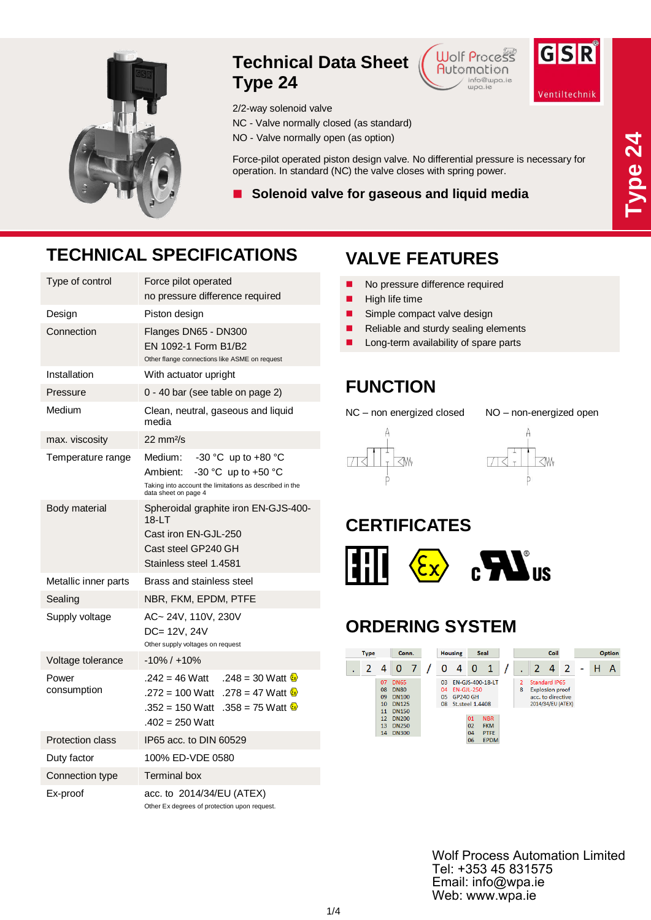# Technical Data Sheet
# Type 24

2/2-way solenoid valve

NC - Valve normally closed (as standard)

NO - Valve normally open (as option)

Force-pilot operated piston design valve. No differential pressure is necessary for operation. In standard (NC) the valve closes with spring power.

- **Solenoid valve for gaseous and liquid media**

## TECHNICAL SPECIFICATIONS

| | |
|---|---|
| Type of control | Force pilot operated<br>no pressure difference required |
| Design | Piston design |
| Connection | Flanges DN65 - DN300<br>EN 1092-1 Form B1/B2<br>Other flange connections like ASME on request |
| Installation | With actuator upright |
| Pressure | 0 - 40 bar (see table on page 2) |
| Medium | Clean, neutral, gaseous and liquid media |
| max. viscosity | 22 mm²/s |
| Temperature range | Medium: -30 °C up to +80 °C<br>Ambient: -30 °C up to +50 °C<br>Taking into account the limitations as described in the data sheet on page 4 |
| Body material | Spheroidal graphite iron EN-GJS-400-18-LT<br>Cast iron EN-GJL-250<br>Cast steel GP240 GH<br>Stainless steel 1.4581 |
| Metallic inner parts | Brass and stainless steel |
| Sealing | NBR, FKM, EPDM, PTFE |
| Supply voltage | AC~ 24V, 110V, 230V<br>DC= 12V, 24V<br>Other supply voltages on request |
| Voltage tolerance | -10% / +10% |
| Power consumption | .242 = 46 Watt .248 = 30 Watt (Ex)<br>.272 = 100 Watt .278 = 47 Watt (Ex)<br>.352 = 150 Watt .358 = 75 Watt (Ex)<br>.402 = 250 Watt |
| Protection class | IP65 acc. to DIN 60529 |
| Duty factor | 100% ED-VDE 0580 |
| Connection type | Terminal box |
| Ex-proof | acc. to 2014/34/EU (ATEX)<br>Other Ex degrees of protection upon request. |

## VALVE FEATURES

- No pressure difference required
- High life time
- Simple compact valve design
- Reliable and sturdy sealing elements
- Long-term availability of spare parts

## FUNCTION

NC – non energized closed

NO – non-energized open

## CERTIFICATES

## ORDERING SYSTEM

| Type | Conn. | Housing | Seal | Coil | Option |
|---|---|---|---|---|---|
| . 2 4 | 0 7 / | 0 4 | 0 1 / | . 2 4 2 | - H A |

Conn.:
- 07 DN65
- 08 DN80
- 09 DN100
- 10 DN125
- 11 DN150
- 12 DN200
- 13 DN250
- 14 DN300

Housing:
- 03 EN-GJS-400-18-LT
- 04 EN-GJL-250
- 05 GP240 GH
- 08 St.steel 1.4408

Seal:
- 01 NBR
- 02 FKM
- 04 PTFE
- 06 EPDM

Coil:
- 2 Standard IP65
- 8 Explosion proof acc. to directive 2014/34/EU (ATEX)

Wolf Process Automation Limited
Tel: +353 45 831575
Email: info@wpa.ie
Web: www.wpa.ie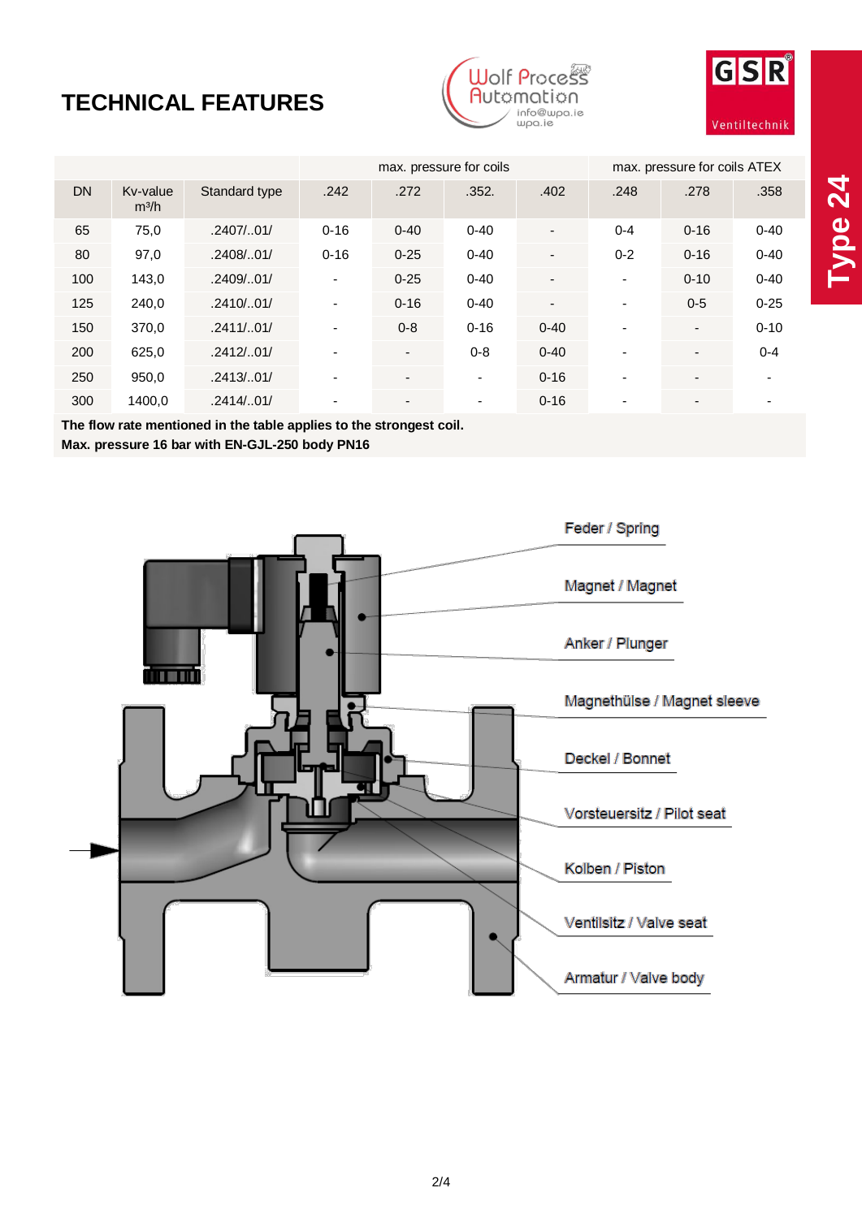# TECHNICAL FEATURES

| | | | max. pressure for coils | | | | max. pressure for coils ATEX | | |
|---|---|---|---|---|---|---|---|---|---|
| DN | Kv-value m³/h | Standard type | .242 | .272 | .352. | .402 | .248 | .278 | .358 |
| 65 | 75,0 | .2407/..01/ | 0-16 | 0-40 | 0-40 | - | 0-4 | 0-16 | 0-40 |
| 80 | 97,0 | .2408/..01/ | 0-16 | 0-25 | 0-40 | - | 0-2 | 0-16 | 0-40 |
| 100 | 143,0 | .2409/..01/ | - | 0-25 | 0-40 | - | - | 0-10 | 0-40 |
| 125 | 240,0 | .2410/..01/ | - | 0-16 | 0-40 | - | - | 0-5 | 0-25 |
| 150 | 370,0 | .2411/..01/ | - | 0-8 | 0-16 | 0-40 | - | - | 0-10 |
| 200 | 625,0 | .2412/..01/ | - | - | 0-8 | 0-40 | - | - | 0-4 |
| 250 | 950,0 | .2413/..01/ | - | - | - | 0-16 | - | - | - |
| 300 | 1400,0 | .2414/..01/ | - | - | - | 0-16 | - | - | - |

**The flow rate mentioned in the table applies to the strongest coil.**
**Max. pressure 16 bar with EN-GJL-250 body PN16**

Feder / Spring

Magnet / Magnet

Anker / Plunger

Magnethülse / Magnet sleeve

Deckel / Bonnet

Vorsteuersitz / Pilot seat

Kolben / Piston

Ventilsitz / Valve seat

Armatur / Valve body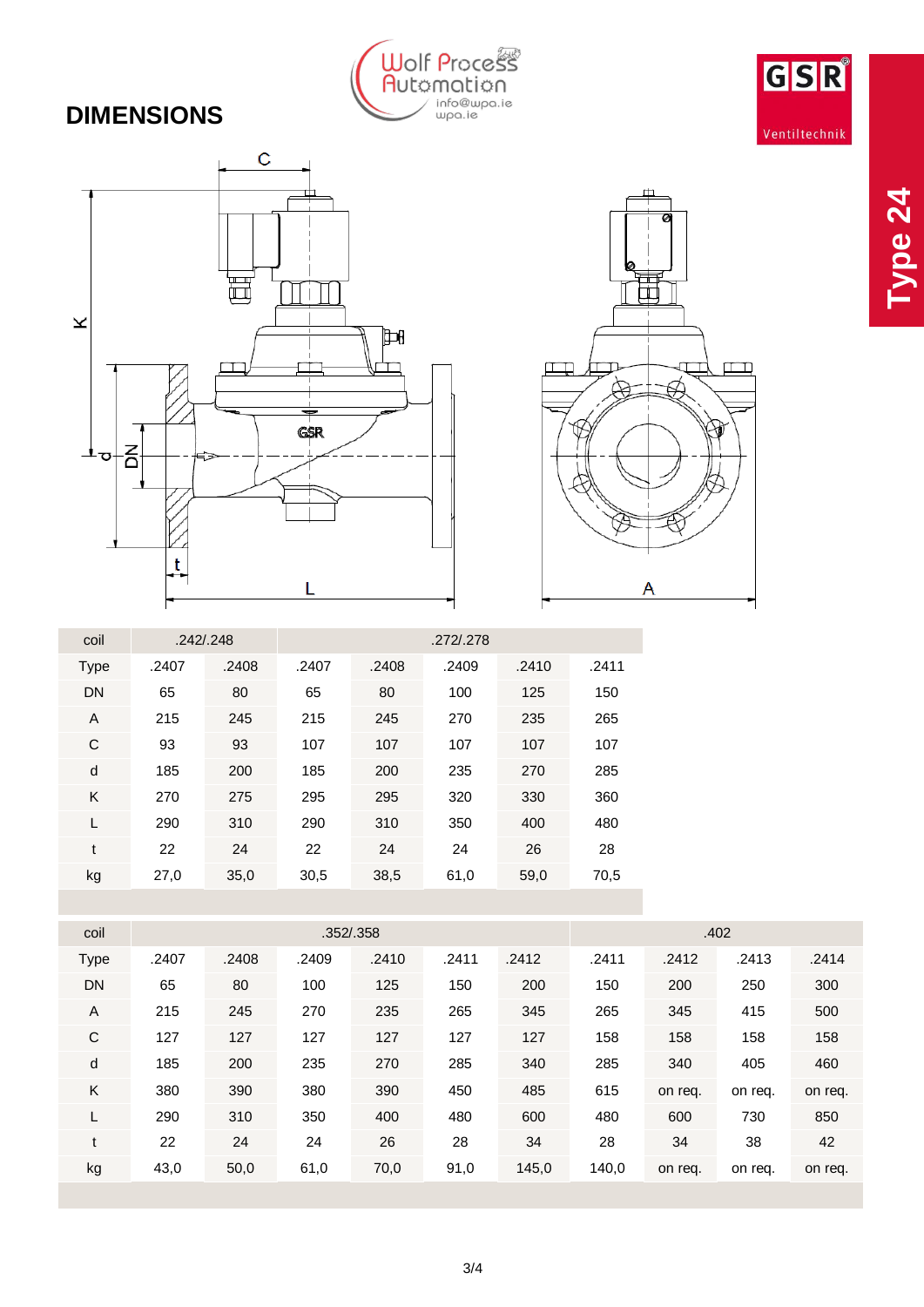## DIMENSIONS

| coil | .242/.248 | | .272/.278 | | | | |
|---|---|---|---|---|---|---|---|
| Type | .2407 | .2408 | .2407 | .2408 | .2409 | .2410 | .2411 |
| DN | 65 | 80 | 65 | 80 | 100 | 125 | 150 |
| A | 215 | 245 | 215 | 245 | 270 | 235 | 265 |
| C | 93 | 93 | 107 | 107 | 107 | 107 | 107 |
| d | 185 | 200 | 185 | 200 | 235 | 270 | 285 |
| K | 270 | 275 | 295 | 295 | 320 | 330 | 360 |
| L | 290 | 310 | 290 | 310 | 350 | 400 | 480 |
| t | 22 | 24 | 22 | 24 | 24 | 26 | 28 |
| kg | 27,0 | 35,0 | 30,5 | 38,5 | 61,0 | 59,0 | 70,5 |

| coil | .352/.358 | | | | | | .402 | | | |
|---|---|---|---|---|---|---|---|---|---|---|
| Type | .2407 | .2408 | .2409 | .2410 | .2411 | .2412 | .2411 | .2412 | .2413 | .2414 |
| DN | 65 | 80 | 100 | 125 | 150 | 200 | 150 | 200 | 250 | 300 |
| A | 215 | 245 | 270 | 235 | 265 | 345 | 265 | 345 | 415 | 500 |
| C | 127 | 127 | 127 | 127 | 127 | 127 | 158 | 158 | 158 | 158 |
| d | 185 | 200 | 235 | 270 | 285 | 340 | 285 | 340 | 405 | 460 |
| K | 380 | 390 | 380 | 390 | 450 | 485 | 615 | on req. | on req. | on req. |
| L | 290 | 310 | 350 | 400 | 480 | 600 | 480 | 600 | 730 | 850 |
| t | 22 | 24 | 24 | 26 | 28 | 34 | 28 | 34 | 38 | 42 |
| kg | 43,0 | 50,0 | 61,0 | 70,0 | 91,0 | 145,0 | 140,0 | on req. | on req. | on req. |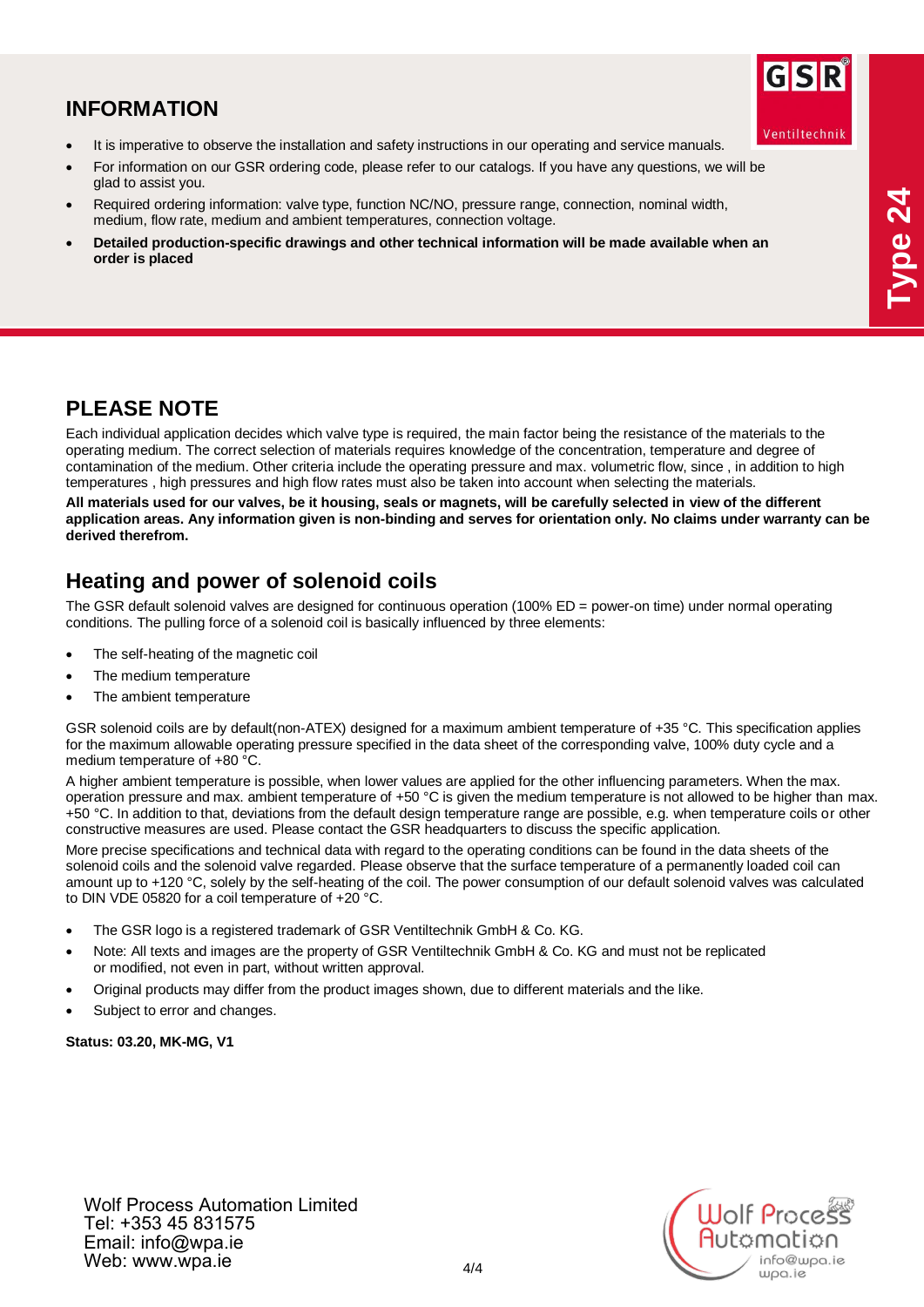## INFORMATION

- It is imperative to observe the installation and safety instructions in our operating and service manuals.
- For information on our GSR ordering code, please refer to our catalogs. If you have any questions, we will be glad to assist you.
- Required ordering information: valve type, function NC/NO, pressure range, connection, nominal width, medium, flow rate, medium and ambient temperatures, connection voltage.
- **Detailed production-specific drawings and other technical information will be made available when an order is placed**

## PLEASE NOTE

Each individual application decides which valve type is required, the main factor being the resistance of the materials to the operating medium. The correct selection of materials requires knowledge of the concentration, temperature and degree of contamination of the medium. Other criteria include the operating pressure and max. volumetric flow, since , in addition to high temperatures , high pressures and high flow rates must also be taken into account when selecting the materials.

**All materials used for our valves, be it housing, seals or magnets, will be carefully selected in view of the different application areas. Any information given is non-binding and serves for orientation only. No claims under warranty can be derived therefrom.**

## Heating and power of solenoid coils

The GSR default solenoid valves are designed for continuous operation (100% ED = power-on time) under normal operating conditions. The pulling force of a solenoid coil is basically influenced by three elements:

- The self-heating of the magnetic coil
- The medium temperature
- The ambient temperature

GSR solenoid coils are by default(non-ATEX) designed for a maximum ambient temperature of +35 °C. This specification applies for the maximum allowable operating pressure specified in the data sheet of the corresponding valve, 100% duty cycle and a medium temperature of +80 °C.

A higher ambient temperature is possible, when lower values are applied for the other influencing parameters. When the max. operation pressure and max. ambient temperature of +50 °C is given the medium temperature is not allowed to be higher than max. +50 °C. In addition to that, deviations from the default design temperature range are possible, e.g. when temperature coils or other constructive measures are used. Please contact the GSR headquarters to discuss the specific application.

More precise specifications and technical data with regard to the operating conditions can be found in the data sheets of the solenoid coils and the solenoid valve regarded. Please observe that the surface temperature of a permanently loaded coil can amount up to +120 °C, solely by the self-heating of the coil. The power consumption of our default solenoid valves was calculated to DIN VDE 05820 for a coil temperature of +20 °C.

- The GSR logo is a registered trademark of GSR Ventiltechnik GmbH & Co. KG.
- Note: All texts and images are the property of GSR Ventiltechnik GmbH & Co. KG and must not be replicated or modified, not even in part, without written approval.
- Original products may differ from the product images shown, due to different materials and the like.
- Subject to error and changes.

**Status: 03.20, MK-MG, V1**

Wolf Process Automation Limited
Tel: +353 45 831575
Email: info@wpa.ie
Web: www.wpa.ie